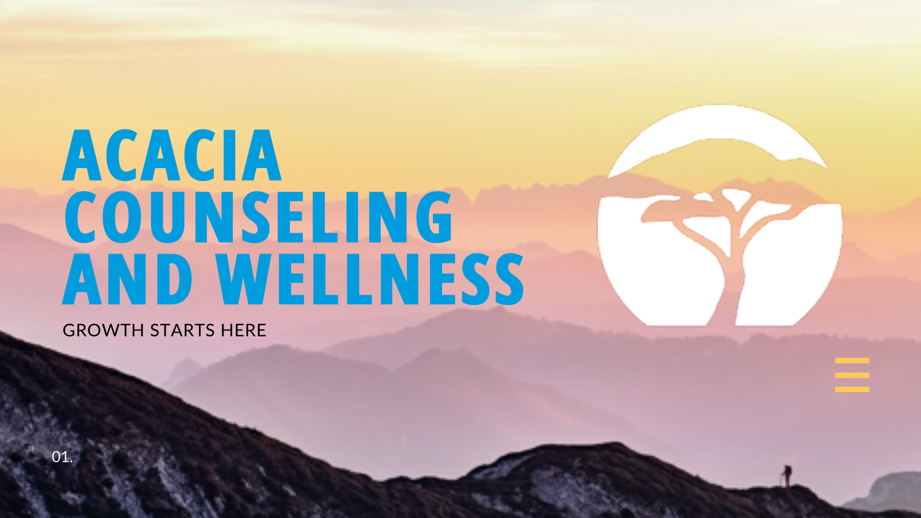# ACACIA COUNSELING AND WELLNESS

GROWTH STARTS HERE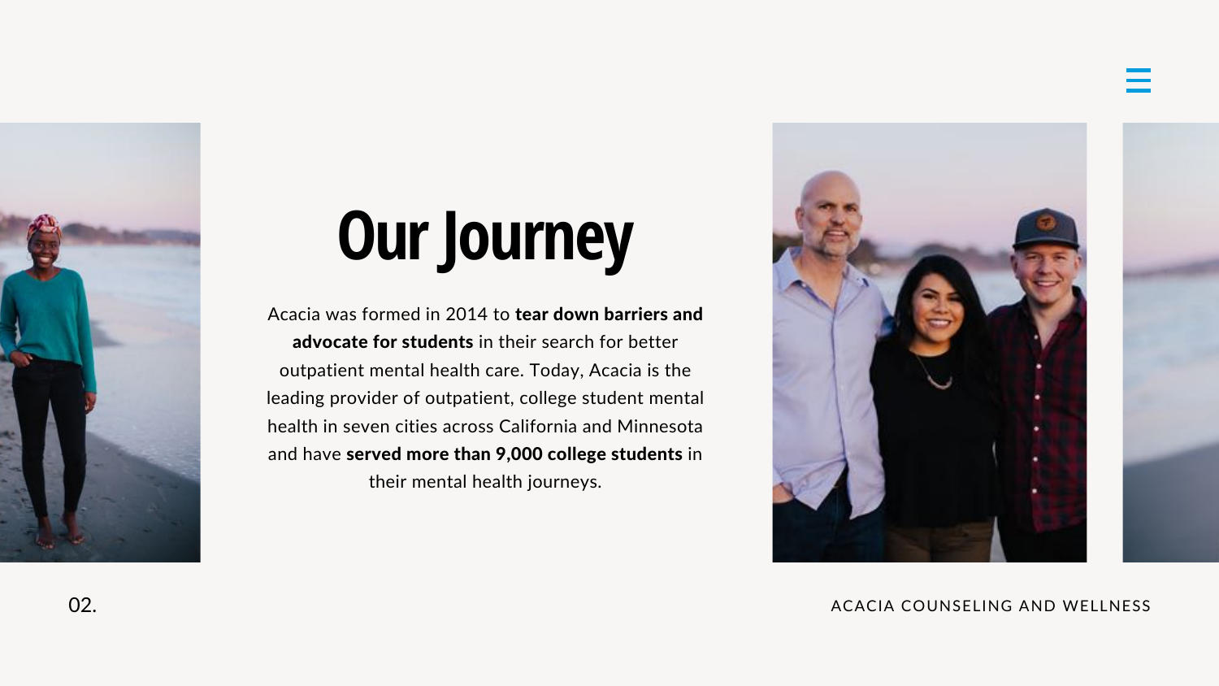# Our Journey

Acacia was formed in 2014 to **tear down barriers and advocate for students** in their search for better outpatient mental health care. Today, Acacia is the leading provider of outpatient, college student mental health in seven cities across California and Minnesota and have **served more than 9,000 college students** in their mental health journeys.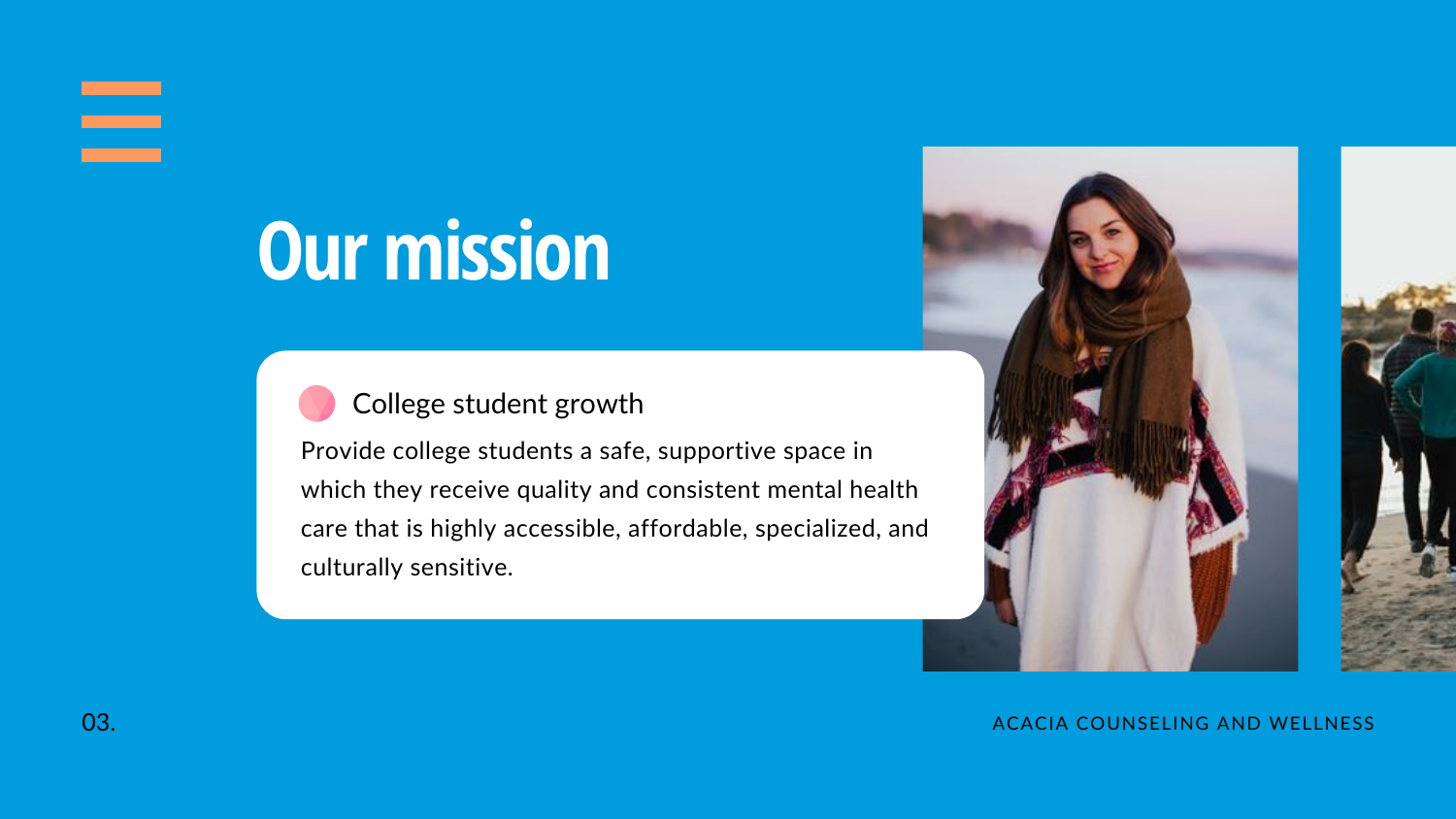# Our mission

### College student growth

Provide college students a safe, supportive space in which they receive quality and consistent mental health care that is highly accessible, affordable, specialized, and culturally sensitive.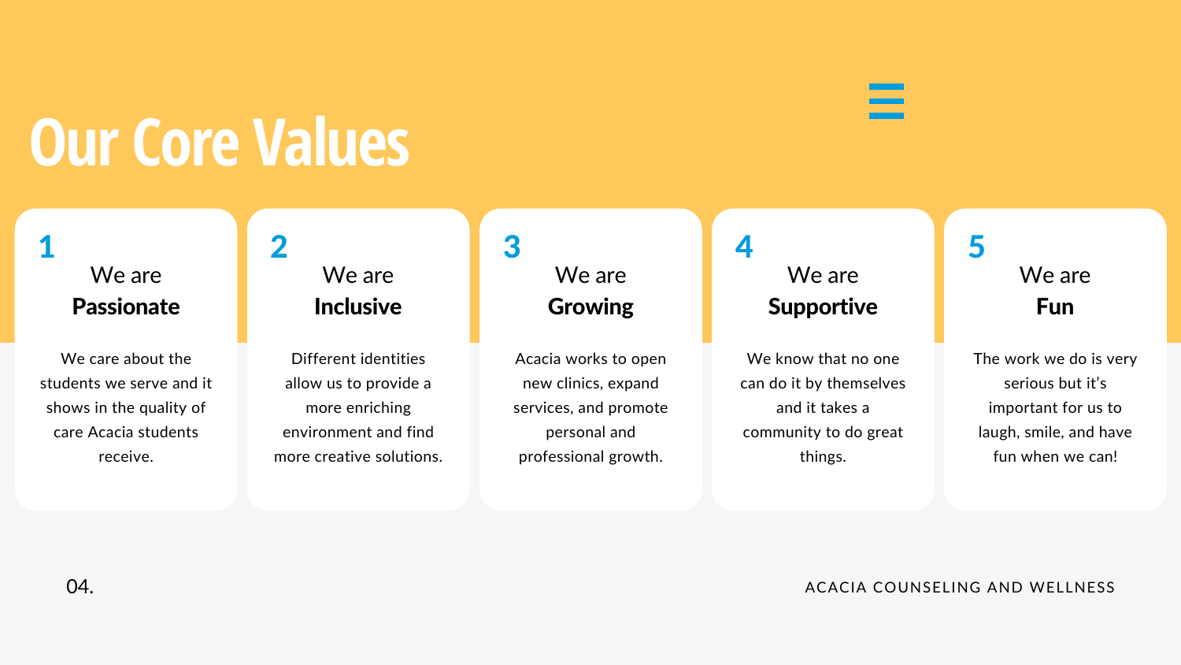# Our Core Values

## 1 We are **Passionate**

We care about the students we serve and it shows in the quality of care Acacia students receive.

## 2 We are **Inclusive**

Different identities allow us to provide a more enriching environment and find more creative solutions.

## 3 We are **Growing**

Acacia works to open new clinics, expand services, and promote personal and professional growth.

## 4 We are **Supportive**

We know that no one can do it by themselves and it takes a community to do great things.

## 5 We are **Fun**

The work we do is very serious but it’s important for us to laugh, smile, and have fun when we can!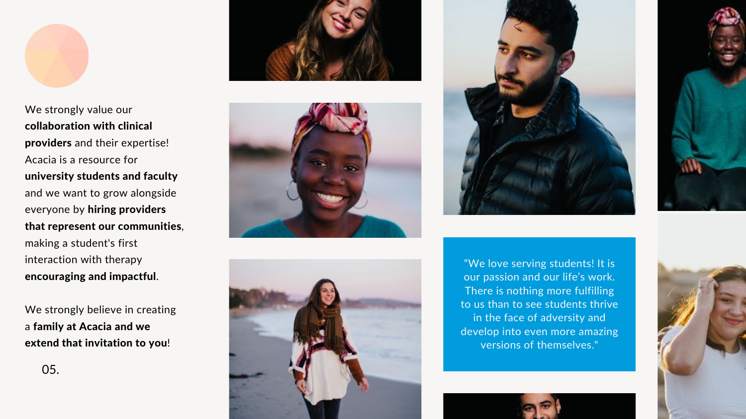We strongly value our **collaboration with clinical providers** and their expertise! Acacia is a resource for **university students and faculty** and we want to grow alongside everyone by **hiring providers that represent our communities**, making a student's first interaction with therapy **encouraging and impactful**.

We strongly believe in creating a **family at Acacia and we extend that invitation to you**!

“We love serving students! It is our passion and our life’s work. There is nothing more fulfilling to us than to see students thrive in the face of adversity and develop into even more amazing versions of themselves."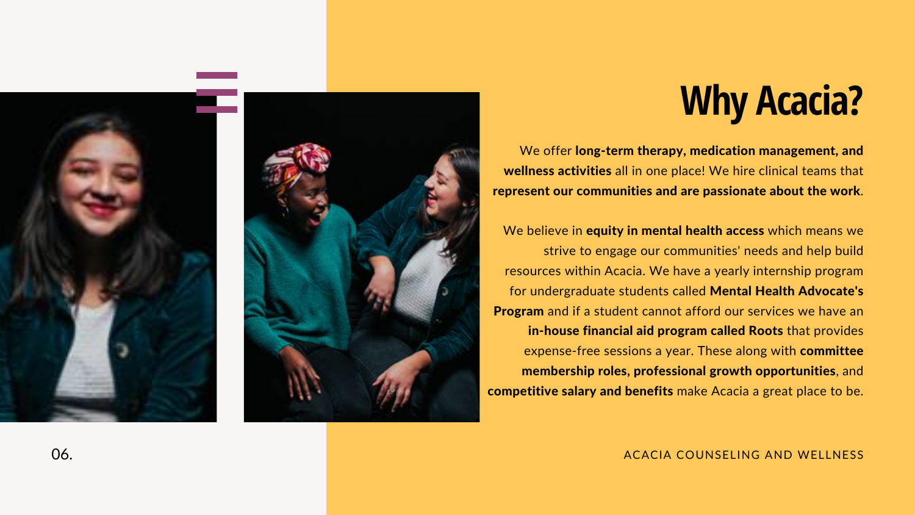# Why Acacia?

We offer **long-term therapy, medication management, and wellness activities** all in one place! We hire clinical teams that **represent our communities and are passionate about the work**.

We believe in **equity in mental health access** which means we strive to engage our communities' needs and help build resources within Acacia. We have a yearly internship program for undergraduate students called **Mental Health Advocate's Program** and if a student cannot afford our services we have an **in-house financial aid program called Roots** that provides expense-free sessions a year. These along with **committee membership roles, professional growth opportunities**, and **competitive salary and benefits** make Acacia a great place to be.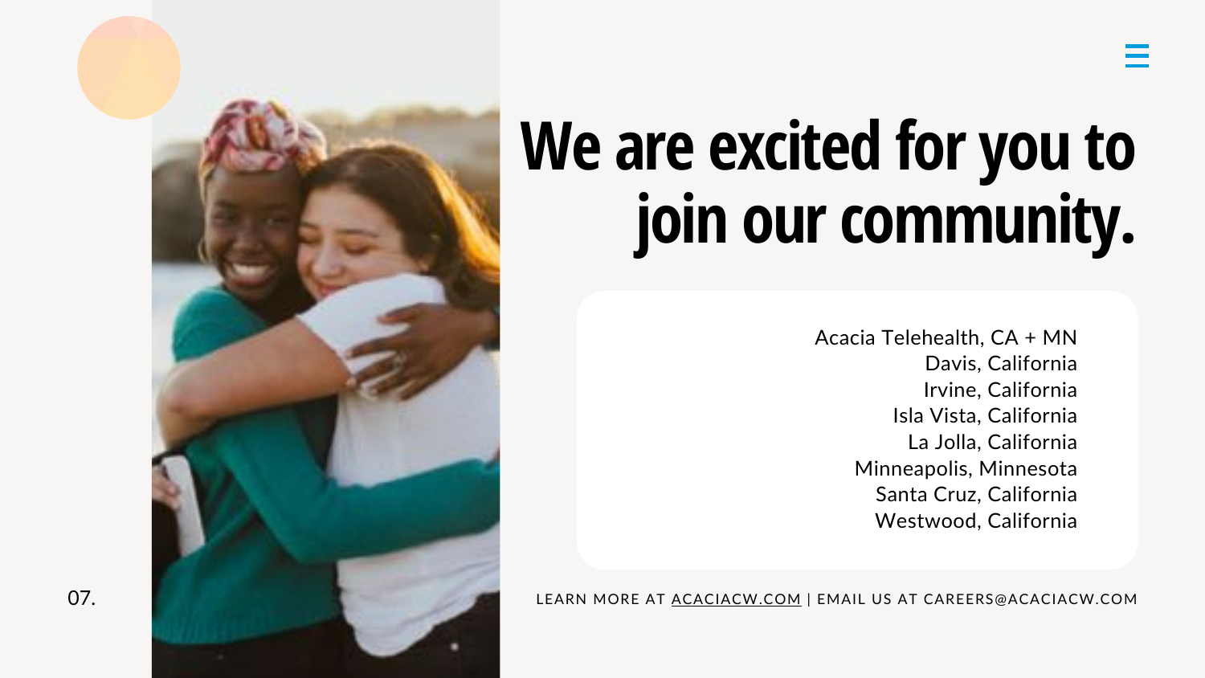# We are excited for you to join our community.

Acacia Telehealth, CA + MN
Davis, California
Irvine, California
Isla Vista, California
La Jolla, California
Minneapolis, Minnesota
Santa Cruz, California
Westwood, California

LEARN MORE AT ACACIACW.COM | EMAIL US AT CAREERS@ACACIACW.COM